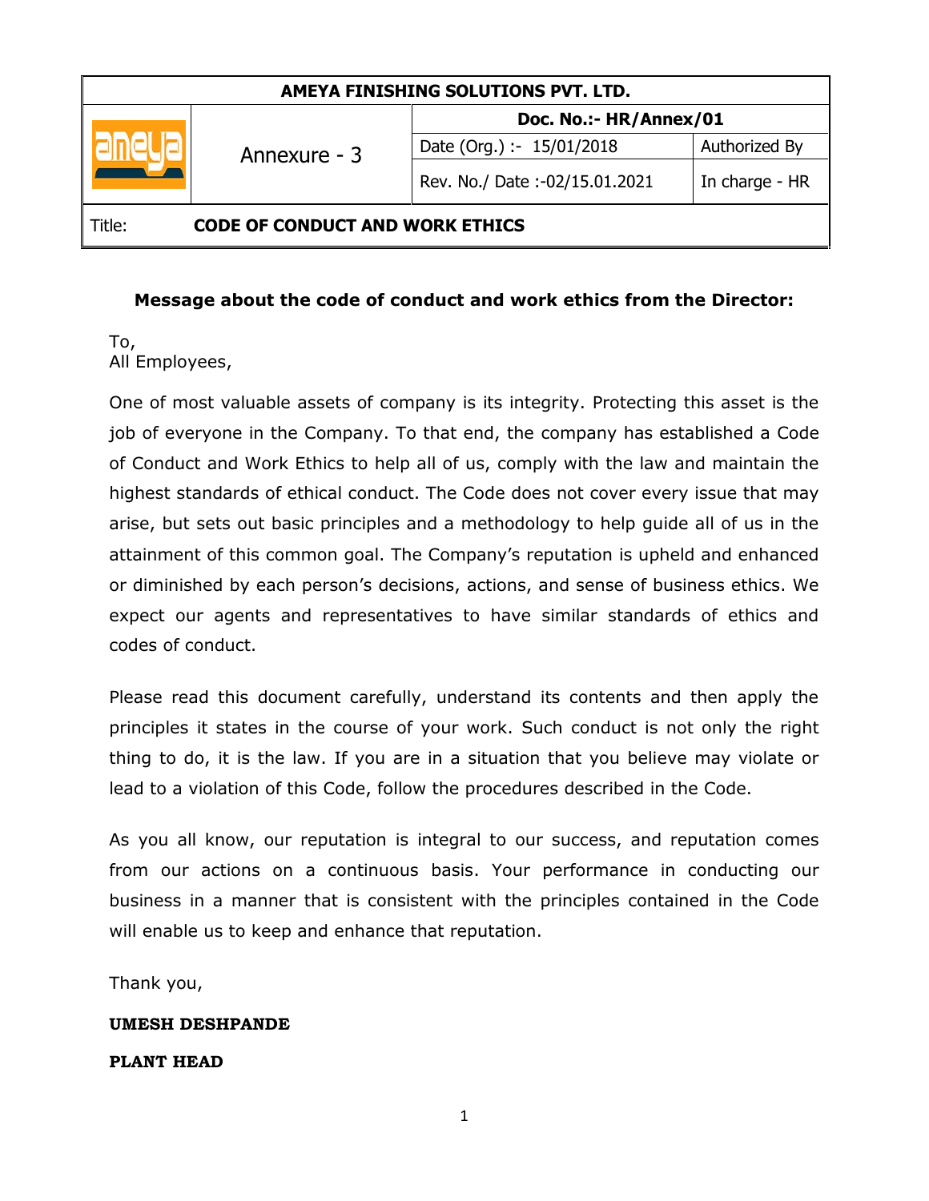| AMEYA FINISHING SOLUTIONS PVT. LTD. | | | |
|---|---|---|---|
| | Annexure - 3 | Doc. No.:- HR/Annex/01 | |
| | | Date (Org.) :- 15/01/2018 | Authorized By |
| | | Rev. No./ Date :-02/15.01.2021 | In charge - HR |
| Title: | CODE OF CONDUCT AND WORK ETHICS | | |

**Message about the code of conduct and work ethics from the Director:**

To,
All Employees,

One of most valuable assets of company is its integrity. Protecting this asset is the job of everyone in the Company. To that end, the company has established a Code of Conduct and Work Ethics to help all of us, comply with the law and maintain the highest standards of ethical conduct. The Code does not cover every issue that may arise, but sets out basic principles and a methodology to help guide all of us in the attainment of this common goal. The Company's reputation is upheld and enhanced or diminished by each person's decisions, actions, and sense of business ethics. We expect our agents and representatives to have similar standards of ethics and codes of conduct.

Please read this document carefully, understand its contents and then apply the principles it states in the course of your work. Such conduct is not only the right thing to do, it is the law. If you are in a situation that you believe may violate or lead to a violation of this Code, follow the procedures described in the Code.

As you all know, our reputation is integral to our success, and reputation comes from our actions on a continuous basis. Your performance in conducting our business in a manner that is consistent with the principles contained in the Code will enable us to keep and enhance that reputation.

Thank you,

**UMESH DESHPANDE**

**PLANT HEAD**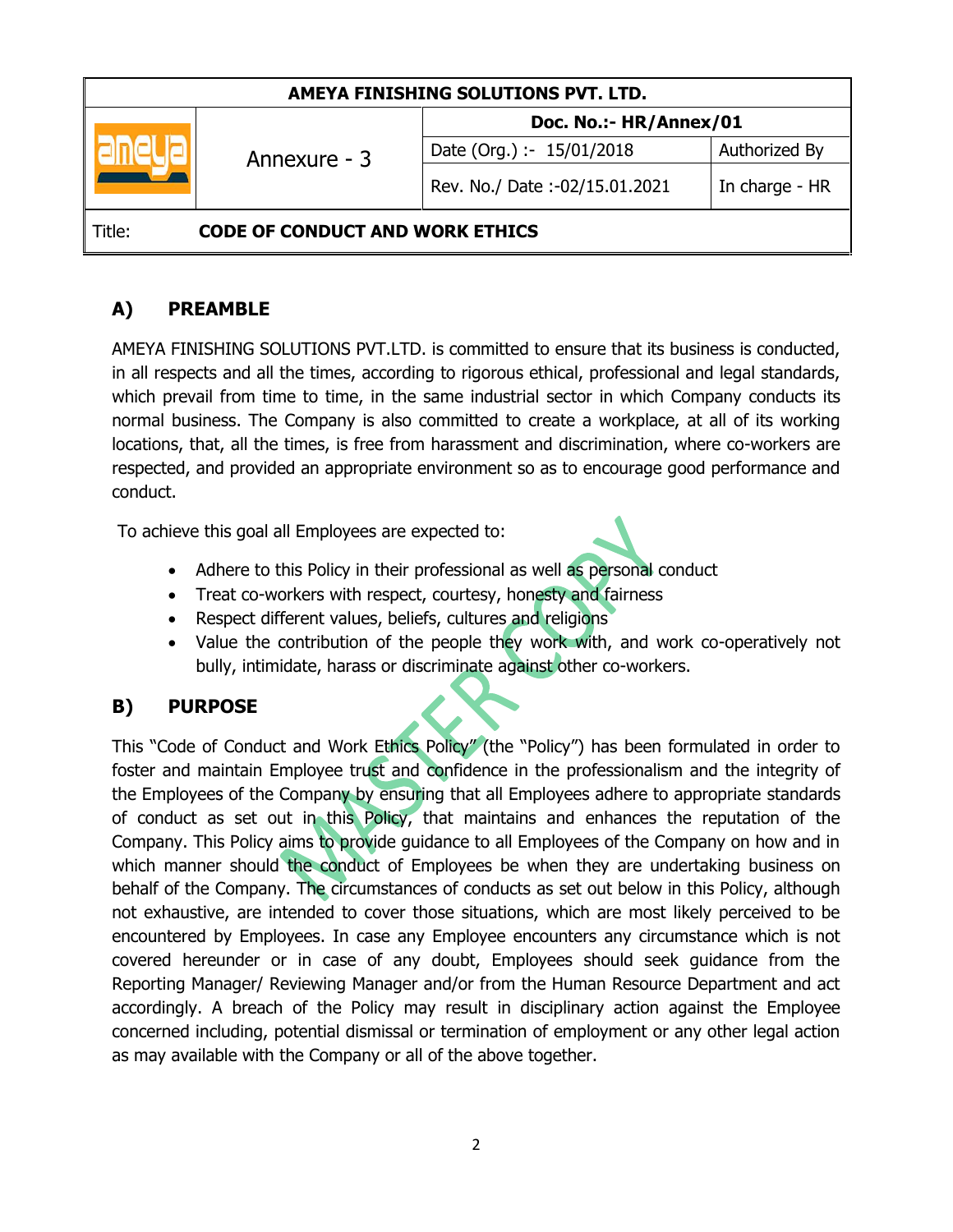| AMEYA FINISHING SOLUTIONS PVT. LTD. | | | |
|---|---|---|---|
| | Annexure - 3 | **Doc. No.:- HR/Annex/01** | |
| | | Date (Org.) :- 15/01/2018 | Authorized By |
| | | Rev. No./ Date :-02/15.01.2021 | In charge - HR |
| Title: | **CODE OF CONDUCT AND WORK ETHICS** | | |

## A) PREAMBLE

AMEYA FINISHING SOLUTIONS PVT.LTD. is committed to ensure that its business is conducted, in all respects and all the times, according to rigorous ethical, professional and legal standards, which prevail from time to time, in the same industrial sector in which Company conducts its normal business. The Company is also committed to create a workplace, at all of its working locations, that, all the times, is free from harassment and discrimination, where co-workers are respected, and provided an appropriate environment so as to encourage good performance and conduct.

To achieve this goal all Employees are expected to:

- Adhere to this Policy in their professional as well as personal conduct
- Treat co-workers with respect, courtesy, honesty and fairness
- Respect different values, beliefs, cultures and religions
- Value the contribution of the people they work with, and work co-operatively not bully, intimidate, harass or discriminate against other co-workers.

## B) PURPOSE

This "Code of Conduct and Work Ethics Policy" (the "Policy") has been formulated in order to foster and maintain Employee trust and confidence in the professionalism and the integrity of the Employees of the Company by ensuring that all Employees adhere to appropriate standards of conduct as set out in this Policy, that maintains and enhances the reputation of the Company. This Policy aims to provide guidance to all Employees of the Company on how and in which manner should the conduct of Employees be when they are undertaking business on behalf of the Company. The circumstances of conducts as set out below in this Policy, although not exhaustive, are intended to cover those situations, which are most likely perceived to be encountered by Employees. In case any Employee encounters any circumstance which is not covered hereunder or in case of any doubt, Employees should seek guidance from the Reporting Manager/ Reviewing Manager and/or from the Human Resource Department and act accordingly. A breach of the Policy may result in disciplinary action against the Employee concerned including, potential dismissal or termination of employment or any other legal action as may available with the Company or all of the above together.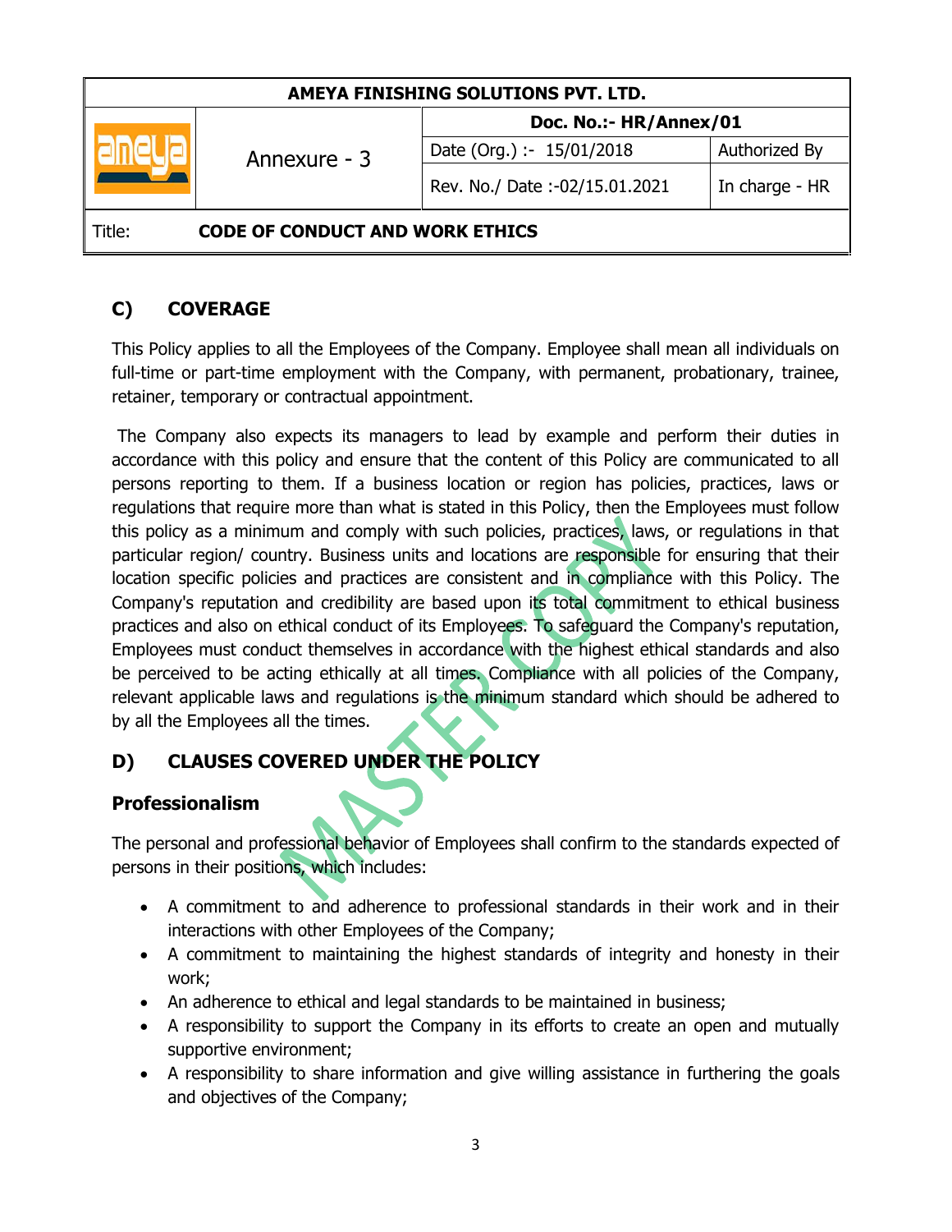## C) COVERAGE

This Policy applies to all the Employees of the Company. Employee shall mean all individuals on full-time or part-time employment with the Company, with permanent, probationary, trainee, retainer, temporary or contractual appointment.

The Company also expects its managers to lead by example and perform their duties in accordance with this policy and ensure that the content of this Policy are communicated to all persons reporting to them. If a business location or region has policies, practices, laws or regulations that require more than what is stated in this Policy, then the Employees must follow this policy as a minimum and comply with such policies, practices, laws, or regulations in that particular region/ country. Business units and locations are responsible for ensuring that their location specific policies and practices are consistent and in compliance with this Policy. The Company's reputation and credibility are based upon its total commitment to ethical business practices and also on ethical conduct of its Employees. To safeguard the Company's reputation, Employees must conduct themselves in accordance with the highest ethical standards and also be perceived to be acting ethically at all times. Compliance with all policies of the Company, relevant applicable laws and regulations is the minimum standard which should be adhered to by all the Employees all the times.

## D) CLAUSES COVERED UNDER THE POLICY

### Professionalism

The personal and professional behavior of Employees shall confirm to the standards expected of persons in their positions, which includes:

- A commitment to and adherence to professional standards in their work and in their interactions with other Employees of the Company;
- A commitment to maintaining the highest standards of integrity and honesty in their work;
- An adherence to ethical and legal standards to be maintained in business;
- A responsibility to support the Company in its efforts to create an open and mutually supportive environment;
- A responsibility to share information and give willing assistance in furthering the goals and objectives of the Company;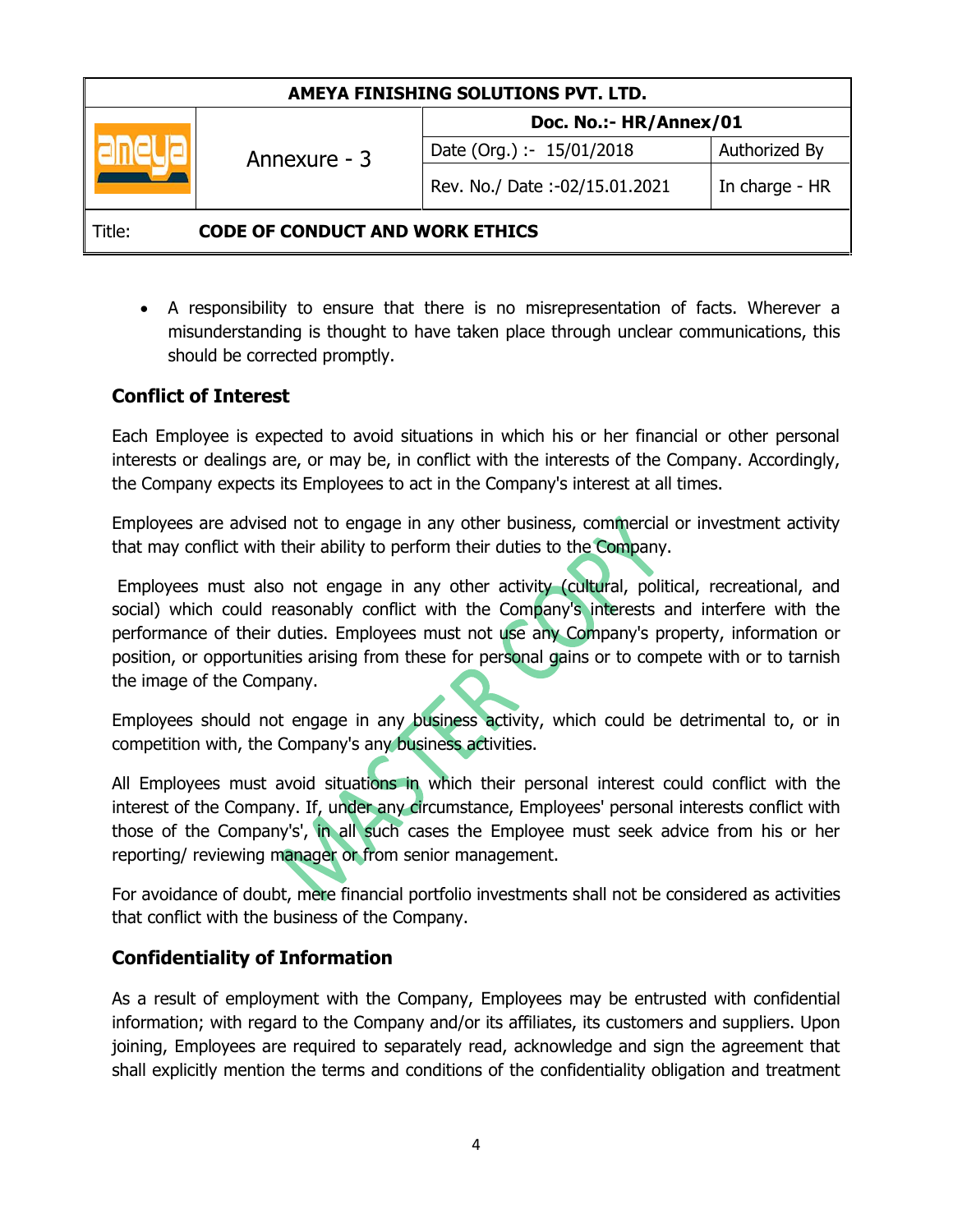- A responsibility to ensure that there is no misrepresentation of facts. Wherever a misunderstanding is thought to have taken place through unclear communications, this should be corrected promptly.

## Conflict of Interest

Each Employee is expected to avoid situations in which his or her financial or other personal interests or dealings are, or may be, in conflict with the interests of the Company. Accordingly, the Company expects its Employees to act in the Company's interest at all times.

Employees are advised not to engage in any other business, commercial or investment activity that may conflict with their ability to perform their duties to the Company.

Employees must also not engage in any other activity (cultural, political, recreational, and social) which could reasonably conflict with the Company's interests and interfere with the performance of their duties. Employees must not use any Company's property, information or position, or opportunities arising from these for personal gains or to compete with or to tarnish the image of the Company.

Employees should not engage in any business activity, which could be detrimental to, or in competition with, the Company's any business activities.

All Employees must avoid situations in which their personal interest could conflict with the interest of the Company. If, under any circumstance, Employees' personal interests conflict with those of the Company's', in all such cases the Employee must seek advice from his or her reporting/ reviewing manager or from senior management.

For avoidance of doubt, mere financial portfolio investments shall not be considered as activities that conflict with the business of the Company.

## Confidentiality of Information

As a result of employment with the Company, Employees may be entrusted with confidential information; with regard to the Company and/or its affiliates, its customers and suppliers. Upon joining, Employees are required to separately read, acknowledge and sign the agreement that shall explicitly mention the terms and conditions of the confidentiality obligation and treatment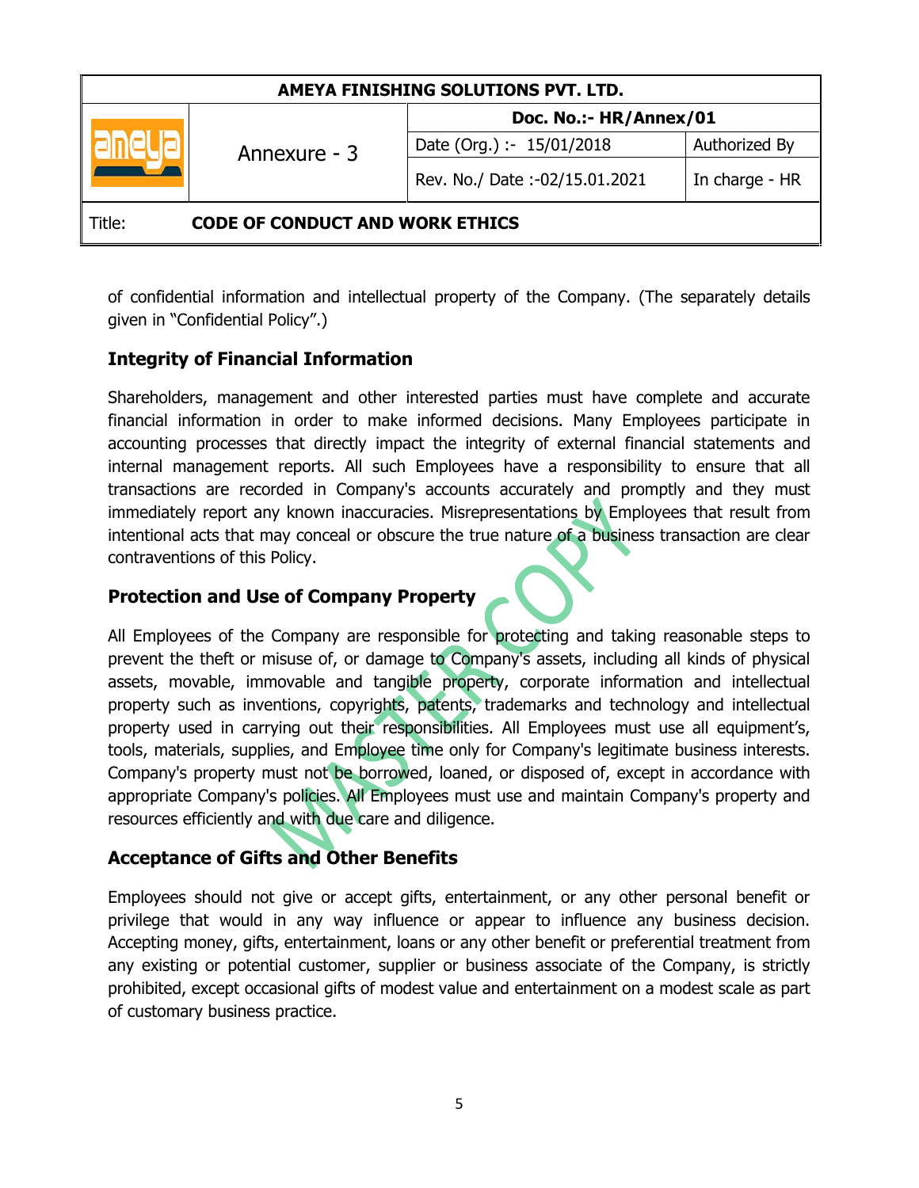of confidential information and intellectual property of the Company. (The separately details given in "Confidential Policy".)

## Integrity of Financial Information

Shareholders, management and other interested parties must have complete and accurate financial information in order to make informed decisions. Many Employees participate in accounting processes that directly impact the integrity of external financial statements and internal management reports. All such Employees have a responsibility to ensure that all transactions are recorded in Company's accounts accurately and promptly and they must immediately report any known inaccuracies. Misrepresentations by Employees that result from intentional acts that may conceal or obscure the true nature of a business transaction are clear contraventions of this Policy.

## Protection and Use of Company Property

All Employees of the Company are responsible for protecting and taking reasonable steps to prevent the theft or misuse of, or damage to Company's assets, including all kinds of physical assets, movable, immovable and tangible property, corporate information and intellectual property such as inventions, copyrights, patents, trademarks and technology and intellectual property used in carrying out their responsibilities. All Employees must use all equipment's, tools, materials, supplies, and Employee time only for Company's legitimate business interests. Company's property must not be borrowed, loaned, or disposed of, except in accordance with appropriate Company's policies. All Employees must use and maintain Company's property and resources efficiently and with due care and diligence.

## Acceptance of Gifts and Other Benefits

Employees should not give or accept gifts, entertainment, or any other personal benefit or privilege that would in any way influence or appear to influence any business decision. Accepting money, gifts, entertainment, loans or any other benefit or preferential treatment from any existing or potential customer, supplier or business associate of the Company, is strictly prohibited, except occasional gifts of modest value and entertainment on a modest scale as part of customary business practice.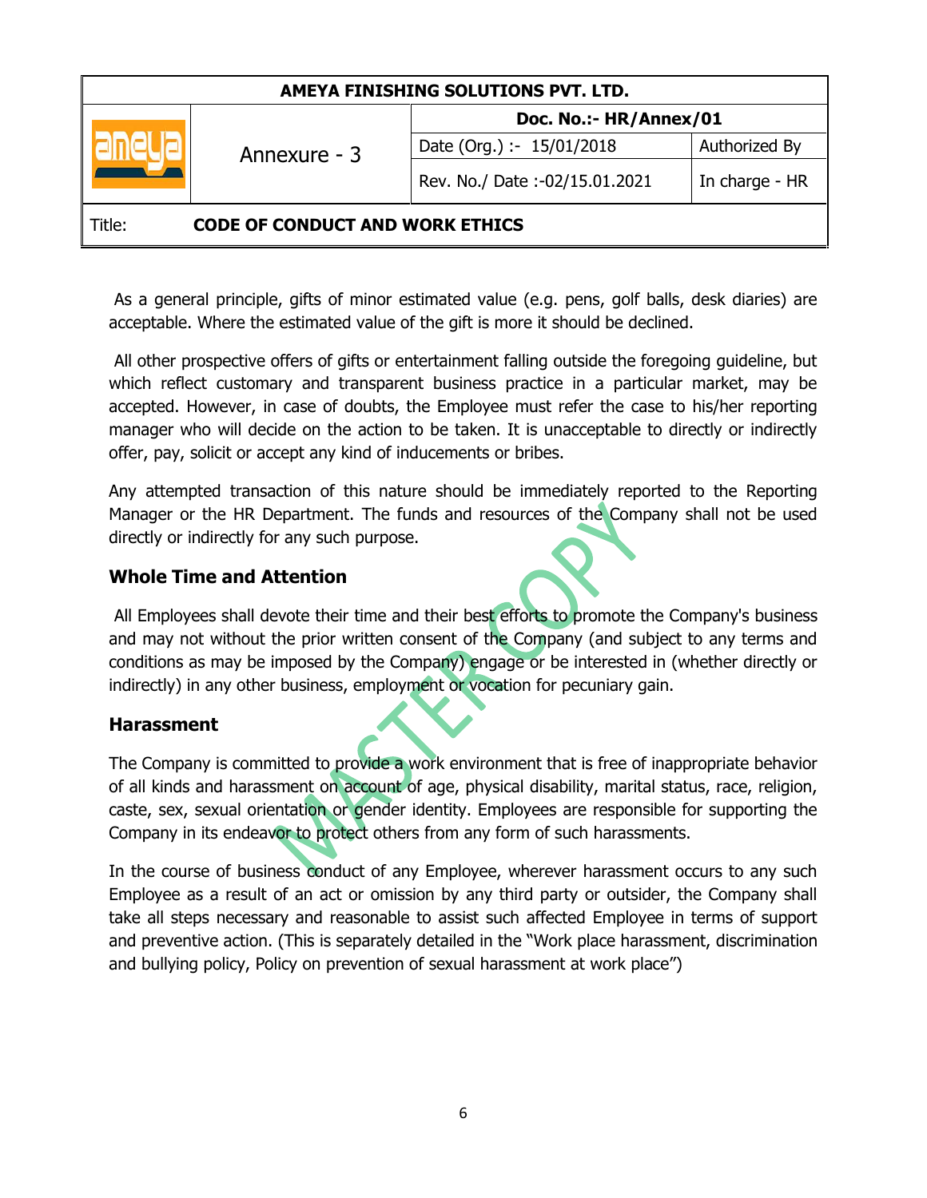As a general principle, gifts of minor estimated value (e.g. pens, golf balls, desk diaries) are acceptable. Where the estimated value of the gift is more it should be declined.

All other prospective offers of gifts or entertainment falling outside the foregoing guideline, but which reflect customary and transparent business practice in a particular market, may be accepted. However, in case of doubts, the Employee must refer the case to his/her reporting manager who will decide on the action to be taken. It is unacceptable to directly or indirectly offer, pay, solicit or accept any kind of inducements or bribes.

Any attempted transaction of this nature should be immediately reported to the Reporting Manager or the HR Department. The funds and resources of the Company shall not be used directly or indirectly for any such purpose.

## Whole Time and Attention

All Employees shall devote their time and their best efforts to promote the Company's business and may not without the prior written consent of the Company (and subject to any terms and conditions as may be imposed by the Company) engage or be interested in (whether directly or indirectly) in any other business, employment or vocation for pecuniary gain.

## Harassment

The Company is committed to provide a work environment that is free of inappropriate behavior of all kinds and harassment on account of age, physical disability, marital status, race, religion, caste, sex, sexual orientation or gender identity. Employees are responsible for supporting the Company in its endeavor to protect others from any form of such harassments.

In the course of business conduct of any Employee, wherever harassment occurs to any such Employee as a result of an act or omission by any third party or outsider, the Company shall take all steps necessary and reasonable to assist such affected Employee in terms of support and preventive action. (This is separately detailed in the "Work place harassment, discrimination and bullying policy, Policy on prevention of sexual harassment at work place")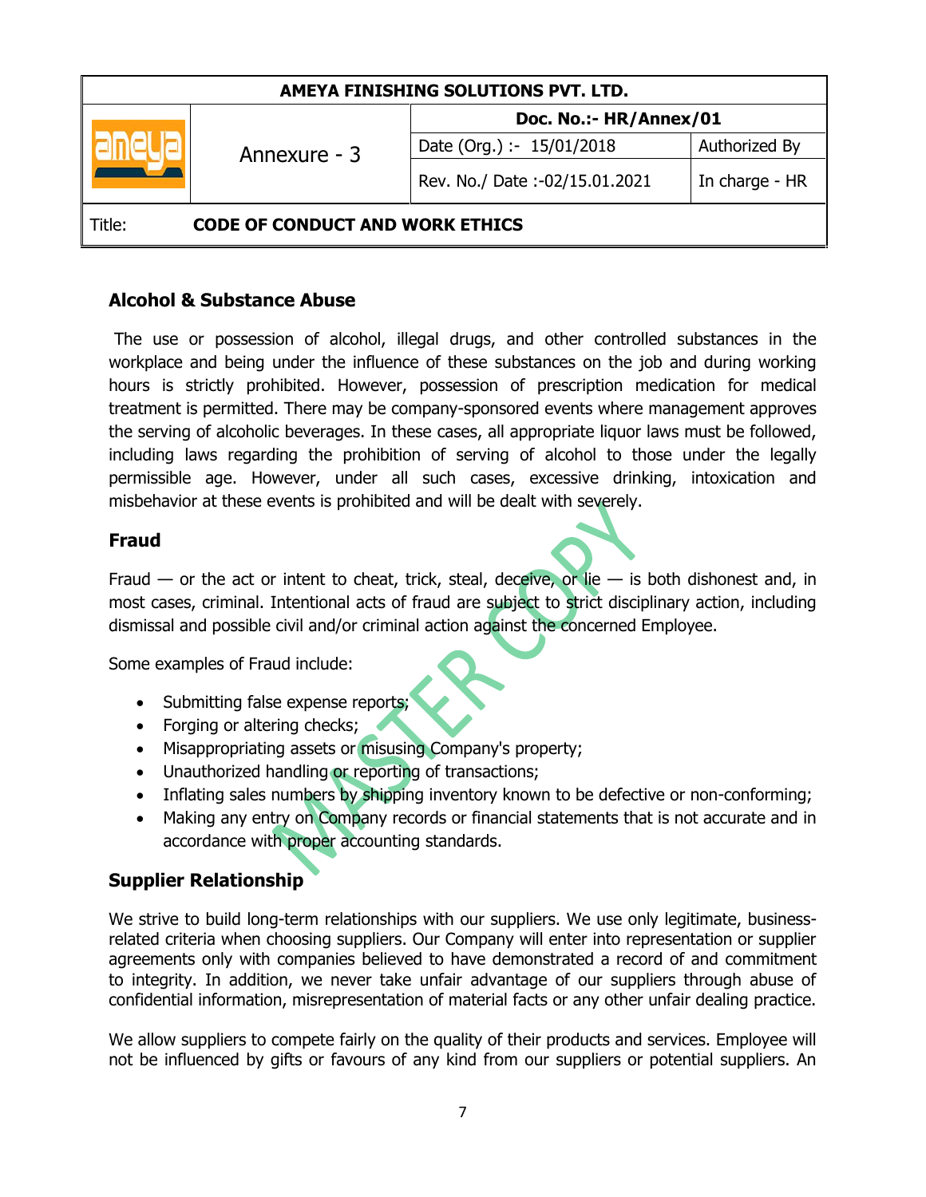## Alcohol & Substance Abuse

The use or possession of alcohol, illegal drugs, and other controlled substances in the workplace and being under the influence of these substances on the job and during working hours is strictly prohibited. However, possession of prescription medication for medical treatment is permitted. There may be company-sponsored events where management approves the serving of alcoholic beverages. In these cases, all appropriate liquor laws must be followed, including laws regarding the prohibition of serving of alcohol to those under the legally permissible age. However, under all such cases, excessive drinking, intoxication and misbehavior at these events is prohibited and will be dealt with severely.

## Fraud

Fraud — or the act or intent to cheat, trick, steal, deceive, or lie — is both dishonest and, in most cases, criminal. Intentional acts of fraud are subject to strict disciplinary action, including dismissal and possible civil and/or criminal action against the concerned Employee.

Some examples of Fraud include:

- Submitting false expense reports;
- Forging or altering checks;
- Misappropriating assets or misusing Company's property;
- Unauthorized handling or reporting of transactions;
- Inflating sales numbers by shipping inventory known to be defective or non-conforming;
- Making any entry on Company records or financial statements that is not accurate and in accordance with proper accounting standards.

## Supplier Relationship

We strive to build long-term relationships with our suppliers. We use only legitimate, business-related criteria when choosing suppliers. Our Company will enter into representation or supplier agreements only with companies believed to have demonstrated a record of and commitment to integrity. In addition, we never take unfair advantage of our suppliers through abuse of confidential information, misrepresentation of material facts or any other unfair dealing practice.

We allow suppliers to compete fairly on the quality of their products and services. Employee will not be influenced by gifts or favours of any kind from our suppliers or potential suppliers. An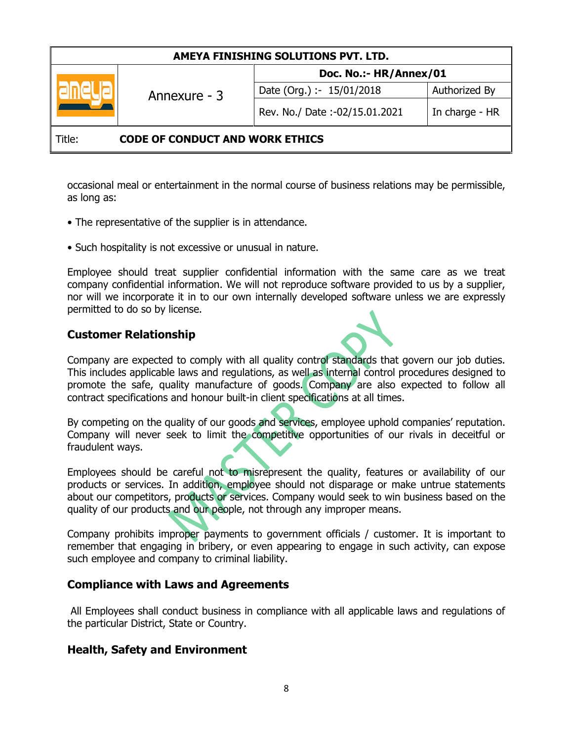occasional meal or entertainment in the normal course of business relations may be permissible, as long as:

- The representative of the supplier is in attendance.
- Such hospitality is not excessive or unusual in nature.

Employee should treat supplier confidential information with the same care as we treat company confidential information. We will not reproduce software provided to us by a supplier, nor will we incorporate it in to our own internally developed software unless we are expressly permitted to do so by license.

## Customer Relationship

Company are expected to comply with all quality control standards that govern our job duties. This includes applicable laws and regulations, as well as internal control procedures designed to promote the safe, quality manufacture of goods. Company are also expected to follow all contract specifications and honour built-in client specifications at all times.

By competing on the quality of our goods and services, employee uphold companies' reputation. Company will never seek to limit the competitive opportunities of our rivals in deceitful or fraudulent ways.

Employees should be careful not to misrepresent the quality, features or availability of our products or services. In addition, employee should not disparage or make untrue statements about our competitors, products or services. Company would seek to win business based on the quality of our products and our people, not through any improper means.

Company prohibits improper payments to government officials / customer. It is important to remember that engaging in bribery, or even appearing to engage in such activity, can expose such employee and company to criminal liability.

## Compliance with Laws and Agreements

All Employees shall conduct business in compliance with all applicable laws and regulations of the particular District, State or Country.

## Health, Safety and Environment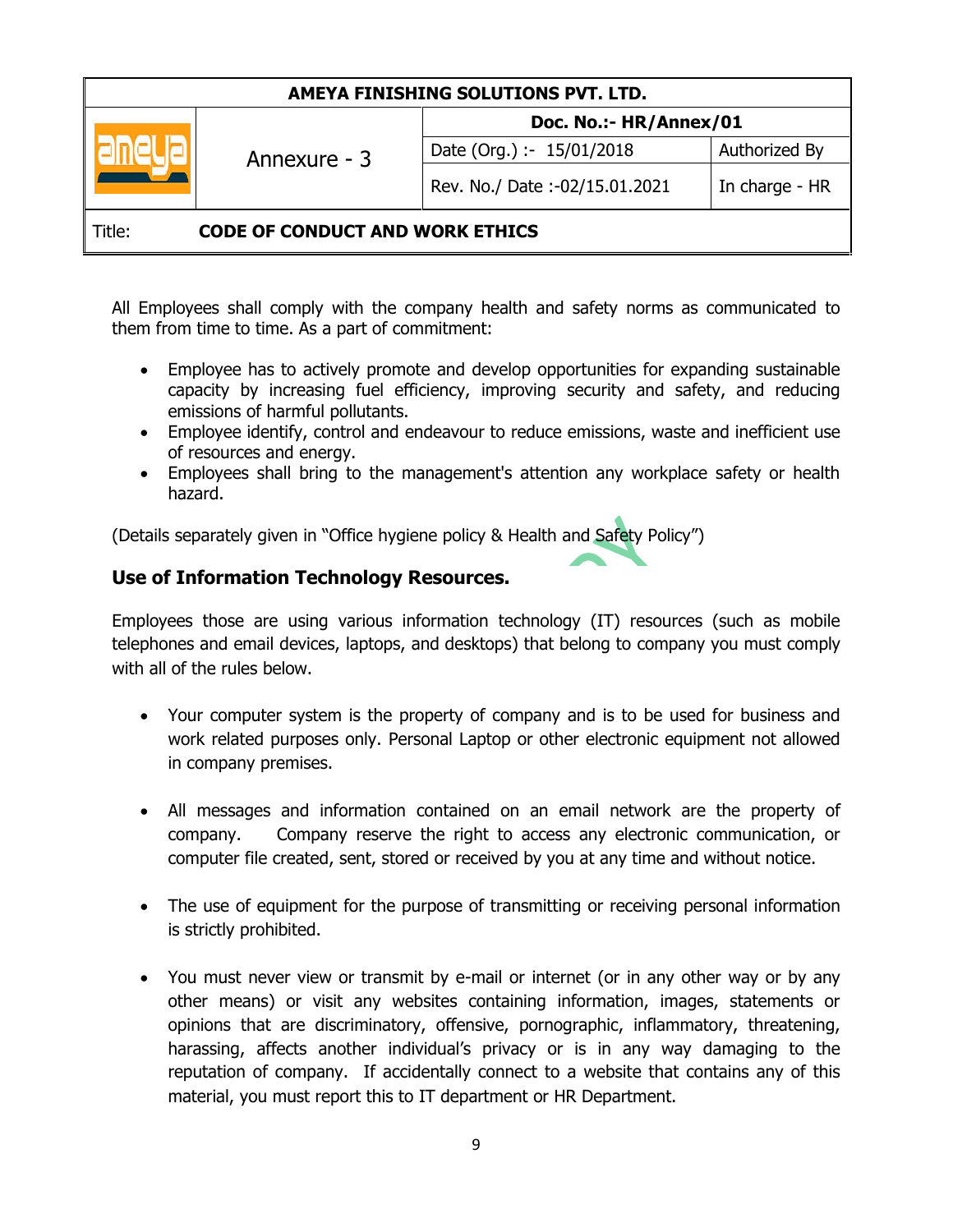All Employees shall comply with the company health and safety norms as communicated to them from time to time. As a part of commitment:

- Employee has to actively promote and develop opportunities for expanding sustainable capacity by increasing fuel efficiency, improving security and safety, and reducing emissions of harmful pollutants.
- Employee identify, control and endeavour to reduce emissions, waste and inefficient use of resources and energy.
- Employees shall bring to the management's attention any workplace safety or health hazard.

(Details separately given in "Office hygiene policy & Health and Safety Policy")

### Use of Information Technology Resources.

Employees those are using various information technology (IT) resources (such as mobile telephones and email devices, laptops, and desktops) that belong to company you must comply with all of the rules below.

- Your computer system is the property of company and is to be used for business and work related purposes only. Personal Laptop or other electronic equipment not allowed in company premises.

- All messages and information contained on an email network are the property of company. Company reserve the right to access any electronic communication, or computer file created, sent, stored or received by you at any time and without notice.

- The use of equipment for the purpose of transmitting or receiving personal information is strictly prohibited.

- You must never view or transmit by e-mail or internet (or in any other way or by any other means) or visit any websites containing information, images, statements or opinions that are discriminatory, offensive, pornographic, inflammatory, threatening, harassing, affects another individual's privacy or is in any way damaging to the reputation of company. If accidentally connect to a website that contains any of this material, you must report this to IT department or HR Department.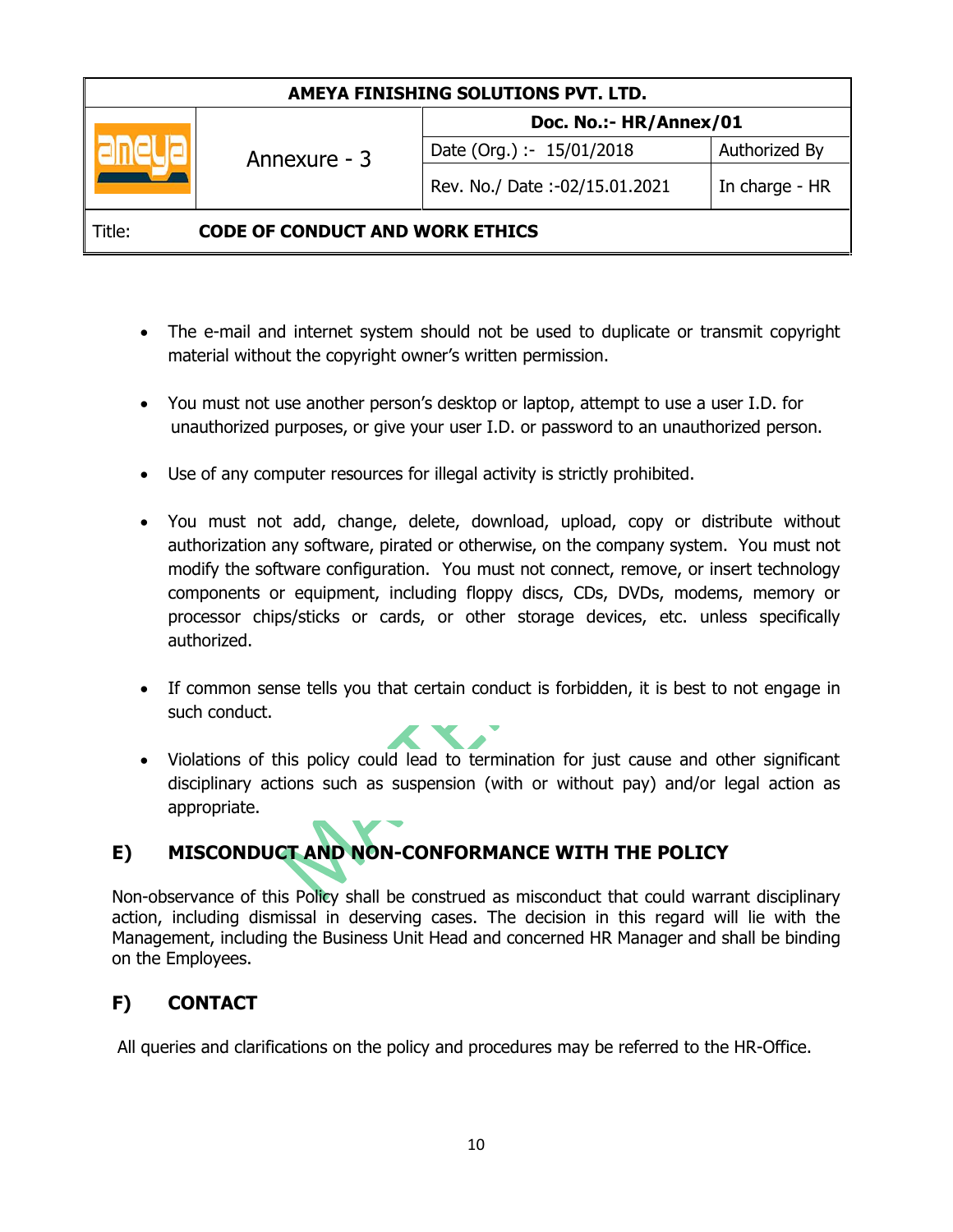- The e-mail and internet system should not be used to duplicate or transmit copyright material without the copyright owner's written permission.

- You must not use another person's desktop or laptop, attempt to use a user I.D. for unauthorized purposes, or give your user I.D. or password to an unauthorized person.

- Use of any computer resources for illegal activity is strictly prohibited.

- You must not add, change, delete, download, upload, copy or distribute without authorization any software, pirated or otherwise, on the company system. You must not modify the software configuration. You must not connect, remove, or insert technology components or equipment, including floppy discs, CDs, DVDs, modems, memory or processor chips/sticks or cards, or other storage devices, etc. unless specifically authorized.

- If common sense tells you that certain conduct is forbidden, it is best to not engage in such conduct.

- Violations of this policy could lead to termination for just cause and other significant disciplinary actions such as suspension (with or without pay) and/or legal action as appropriate.

## E) MISCONDUCT AND NON-CONFORMANCE WITH THE POLICY

Non-observance of this Policy shall be construed as misconduct that could warrant disciplinary action, including dismissal in deserving cases. The decision in this regard will lie with the Management, including the Business Unit Head and concerned HR Manager and shall be binding on the Employees.

## F) CONTACT

All queries and clarifications on the policy and procedures may be referred to the HR-Office.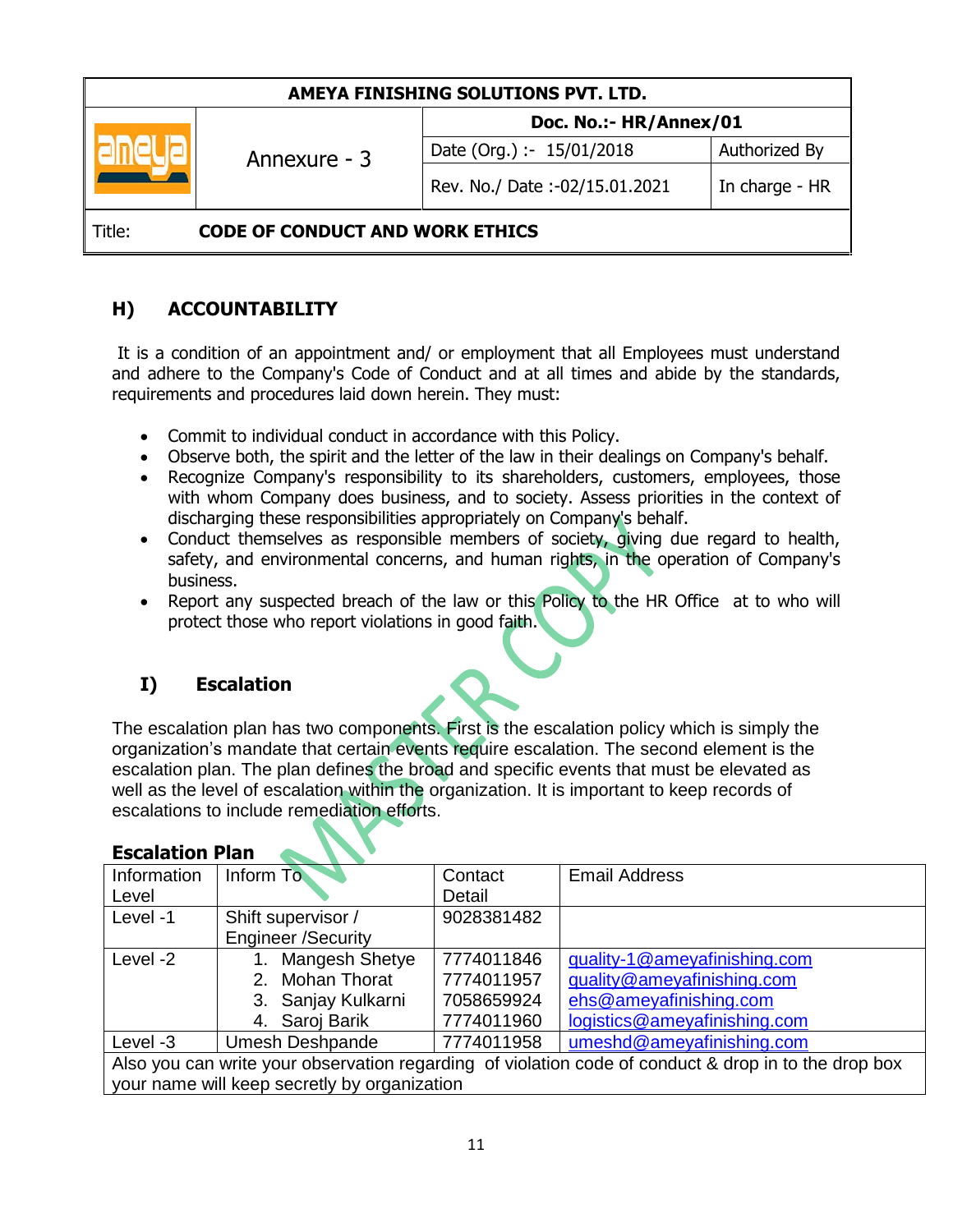| AMEYA FINISHING SOLUTIONS PVT. LTD. | | | |
|---|---|---|---|
| ameya | Annexure - 3 | Doc. No.:- HR/Annex/01 | |
| | | Date (Org.) :- 15/01/2018 | Authorized By |
| | | Rev. No./ Date :-02/15.01.2021 | In charge - HR |
| Title: | CODE OF CONDUCT AND WORK ETHICS | | |

## H) ACCOUNTABILITY

It is a condition of an appointment and/ or employment that all Employees must understand and adhere to the Company's Code of Conduct and at all times and abide by the standards, requirements and procedures laid down herein. They must:

- Commit to individual conduct in accordance with this Policy.
- Observe both, the spirit and the letter of the law in their dealings on Company's behalf.
- Recognize Company's responsibility to its shareholders, customers, employees, those with whom Company does business, and to society. Assess priorities in the context of discharging these responsibilities appropriately on Company's behalf.
- Conduct themselves as responsible members of society, giving due regard to health, safety, and environmental concerns, and human rights, in the operation of Company's business.
- Report any suspected breach of the law or this Policy to the HR Office at to who will protect those who report violations in good faith.

## I) Escalation

The escalation plan has two components. First is the escalation policy which is simply the organization's mandate that certain events require escalation. The second element is the escalation plan. The plan defines the broad and specific events that must be elevated as well as the level of escalation within the organization. It is important to keep records of escalations to include remediation efforts.

**Escalation Plan**

| Information Level | Inform To | Contact Detail | Email Address |
|---|---|---|---|
| Level -1 | Shift supervisor / Engineer /Security | 9028381482 | |
| Level -2 | 1. Mangesh Shetye<br>2. Mohan Thorat<br>3. Sanjay Kulkarni<br>4. Saroj Barik | 7774011846<br>7774011957<br>7058659924<br>7774011960 | quality-1@ameyafinishing.com<br>quality@ameyafinishing.com<br>ehs@ameyafinishing.com<br>logistics@ameyafinishing.com |
| Level -3 | Umesh Deshpande | 7774011958 | umeshd@ameyafinishing.com |
| Also you can write your observation regarding of violation code of conduct & drop in to the drop box your name will keep secretly by organization | | | |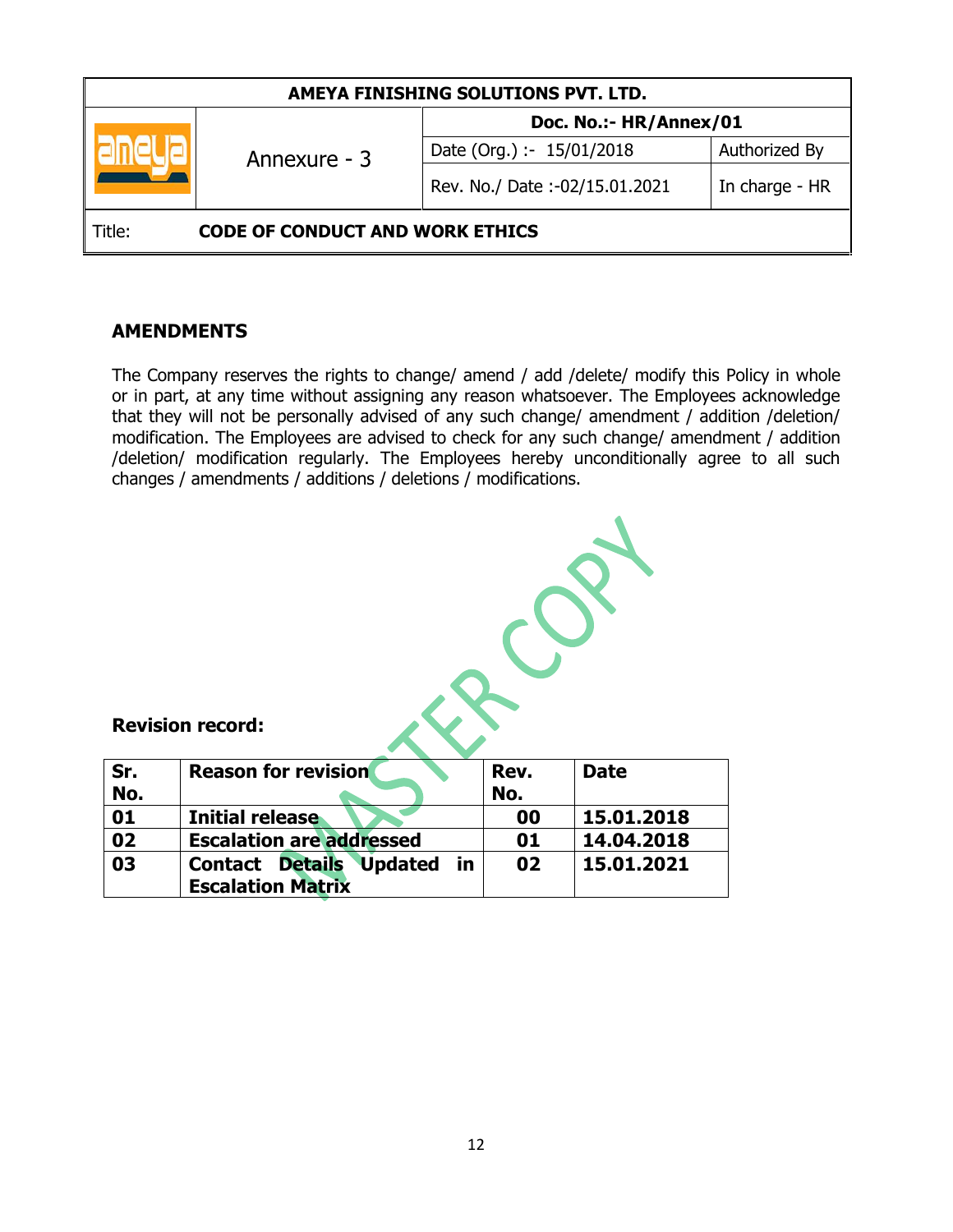| AMEYA FINISHING SOLUTIONS PVT. LTD. | | | |
| --- | --- | --- | --- |
| | Annexure - 3 | Doc. No.:- HR/Annex/01 | |
| | | Date (Org.) :- 15/01/2018 | Authorized By |
| | | Rev. No./ Date :-02/15.01.2021 | In charge - HR |
| Title: | CODE OF CONDUCT AND WORK ETHICS | | |

## AMENDMENTS

The Company reserves the rights to change/ amend / add /delete/ modify this Policy in whole or in part, at any time without assigning any reason whatsoever. The Employees acknowledge that they will not be personally advised of any such change/ amendment / addition /deletion/ modification. The Employees are advised to check for any such change/ amendment / addition /deletion/ modification regularly. The Employees hereby unconditionally agree to all such changes / amendments / additions / deletions / modifications.

MASTER COPY

**Revision record:**

| Sr. No. | Reason for revision | Rev. No. | Date |
| --- | --- | --- | --- |
| 01 | Initial release | 00 | 15.01.2018 |
| 02 | Escalation are addressed | 01 | 14.04.2018 |
| 03 | Contact Details Updated in Escalation Matrix | 02 | 15.01.2021 |